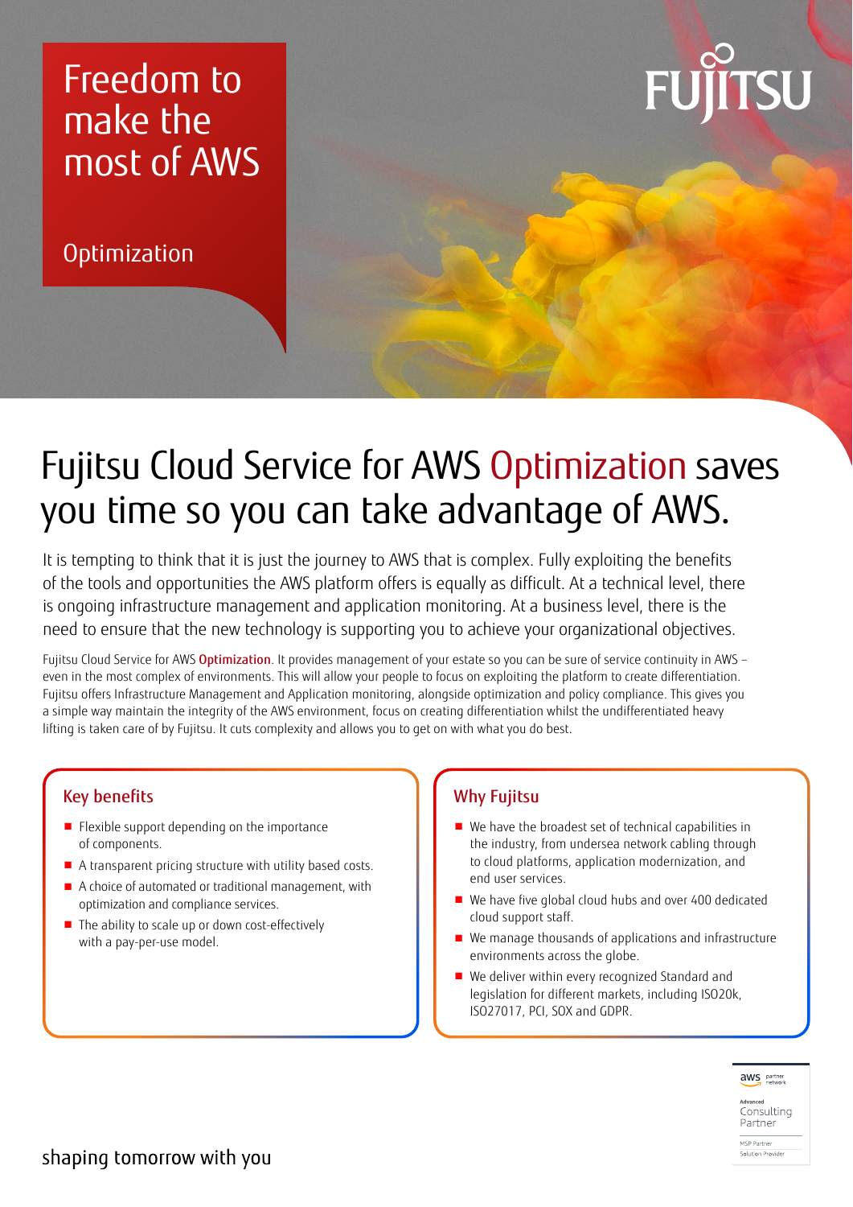# Freedom to make the most of AWS

Optimization

FUJITSU

## Fujitsu Cloud Service for AWS Optimization saves you time so you can take advantage of AWS.

It is tempting to think that it is just the journey to AWS that is complex. Fully exploiting the benefits of the tools and opportunities the AWS platform offers is equally as difficult. At a technical level, there is ongoing infrastructure management and application monitoring. At a business level, there is the need to ensure that the new technology is supporting you to achieve your organizational objectives.

Fujitsu Cloud Service for AWS **Optimization**. It provides management of your estate so you can be sure of service continuity in AWS – even in the most complex of environments. This will allow your people to focus on exploiting the platform to create differentiation. Fujitsu offers Infrastructure Management and Application monitoring, alongside optimization and policy compliance. This gives you a simple way maintain the integrity of the AWS environment, focus on creating differentiation whilst the undifferentiated heavy lifting is taken care of by Fujitsu. It cuts complexity and allows you to get on with what you do best.

### Key benefits

- Flexible support depending on the importance of components.
- A transparent pricing structure with utility based costs.
- A choice of automated or traditional management, with optimization and compliance services.
- The ability to scale up or down cost-effectively with a pay-per-use model.

### Why Fujitsu

- We have the broadest set of technical capabilities in the industry, from undersea network cabling through to cloud platforms, application modernization, and end user services.
- We have five global cloud hubs and over 400 dedicated cloud support staff.
- We manage thousands of applications and infrastructure environments across the globe.
- We deliver within every recognized Standard and legislation for different markets, including ISO20k, ISO27017, PCI, SOX and GDPR.

aws partner network

Advanced Consulting Partner

MSP Partner
Solution Provider

shaping tomorrow with you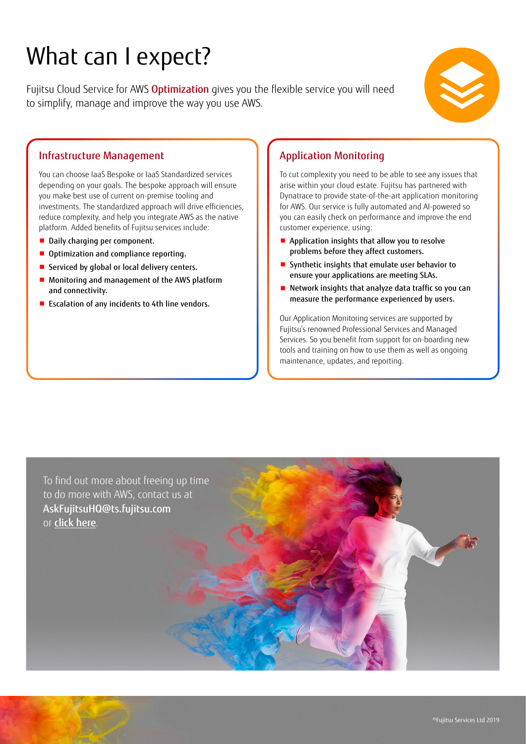# What can I expect?

Fujitsu Cloud Service for AWS **Optimization** gives you the flexible service you will need to simplify, manage and improve the way you use AWS.

## Infrastructure Management

You can choose IaaS Bespoke or IaaS Standardized services depending on your goals. The bespoke approach will ensure you make best use of current on-premise tooling and investments. The standardized approach will drive efficiencies, reduce complexity, and help you integrate AWS as the native platform. Added benefits of Fujitsu services include:

- Daily charging per component.
- Optimization and compliance reporting.
- Serviced by global or local delivery centers.
- Monitoring and management of the AWS platform and connectivity.
- Escalation of any incidents to 4th line vendors.

## Application Monitoring

To cut complexity you need to be able to see any issues that arise within your cloud estate. Fujitsu has partnered with Dynatrace to provide state-of-the-art application monitoring for AWS. Our service is fully automated and AI-powered so you can easily check on performance and improve the end customer experience, using:

- Application insights that allow you to resolve problems before they affect customers.
- Synthetic insights that emulate user behavior to ensure your applications are meeting SLAs.
- Network insights that analyze data traffic so you can measure the performance experienced by users.

Our Application Monitoring services are supported by Fujitsu's renowned Professional Services and Managed Services. So you benefit from support for on-boarding new tools and training on how to use them as well as ongoing maintenance, updates, and reporting.

To find out more about freeing up time to do more with AWS, contact us at **AskFujitsuHQ@ts.fujitsu.com** or click here.

©Fujitsu Services Ltd 2019